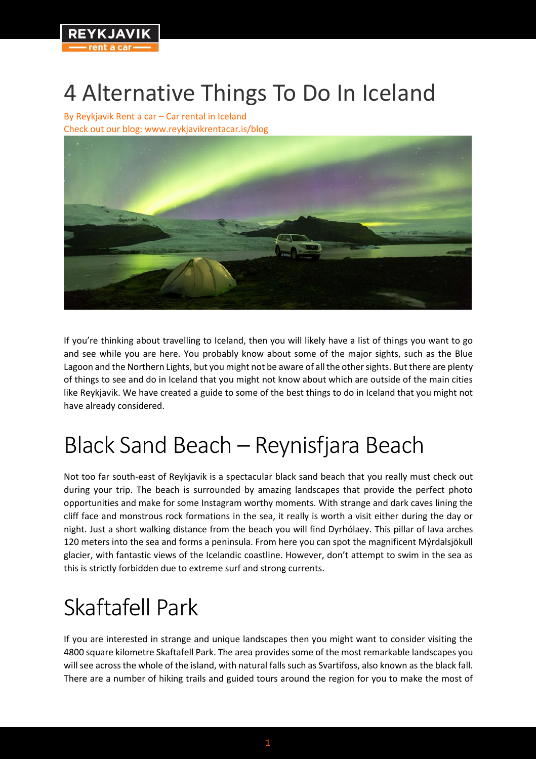# 4 Alternative Things To Do In Iceland

By Reykjavik Rent a car – Car rental in Iceland
Check out our blog: www.reykjavikrentacar.is/blog

If you're thinking about travelling to Iceland, then you will likely have a list of things you want to go and see while you are here. You probably know about some of the major sights, such as the Blue Lagoon and the Northern Lights, but you might not be aware of all the other sights. But there are plenty of things to see and do in Iceland that you might not know about which are outside of the main cities like Reykjavik. We have created a guide to some of the best things to do in Iceland that you might not have already considered.

## Black Sand Beach – Reynisfjara Beach

Not too far south-east of Reykjavik is a spectacular black sand beach that you really must check out during your trip. The beach is surrounded by amazing landscapes that provide the perfect photo opportunities and make for some Instagram worthy moments. With strange and dark caves lining the cliff face and monstrous rock formations in the sea, it really is worth a visit either during the day or night. Just a short walking distance from the beach you will find Dyrhólaey. This pillar of lava arches 120 meters into the sea and forms a peninsula. From here you can spot the magnificent Mýrdalsjökull glacier, with fantastic views of the Icelandic coastline. However, don't attempt to swim in the sea as this is strictly forbidden due to extreme surf and strong currents.

## Skaftafell Park

If you are interested in strange and unique landscapes then you might want to consider visiting the 4800 square kilometre Skaftafell Park. The area provides some of the most remarkable landscapes you will see across the whole of the island, with natural falls such as Svartifoss, also known as the black fall. There are a number of hiking trails and guided tours around the region for you to make the most of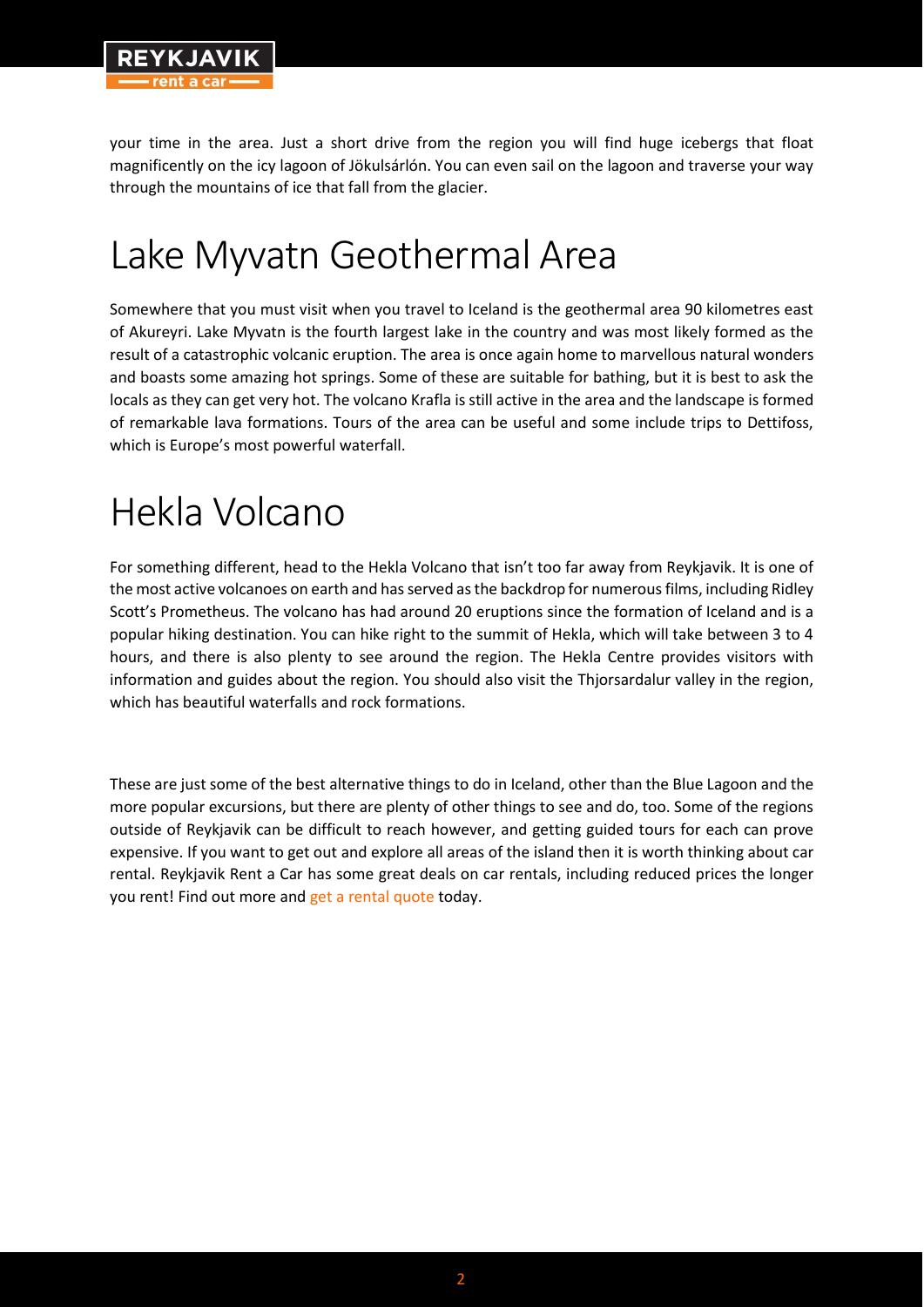your time in the area. Just a short drive from the region you will find huge icebergs that float magnificently on the icy lagoon of Jökulsárlón. You can even sail on the lagoon and traverse your way through the mountains of ice that fall from the glacier.

# Lake Myvatn Geothermal Area

Somewhere that you must visit when you travel to Iceland is the geothermal area 90 kilometres east of Akureyri. Lake Myvatn is the fourth largest lake in the country and was most likely formed as the result of a catastrophic volcanic eruption. The area is once again home to marvellous natural wonders and boasts some amazing hot springs. Some of these are suitable for bathing, but it is best to ask the locals as they can get very hot. The volcano Krafla is still active in the area and the landscape is formed of remarkable lava formations. Tours of the area can be useful and some include trips to Dettifoss, which is Europe's most powerful waterfall.

# Hekla Volcano

For something different, head to the Hekla Volcano that isn't too far away from Reykjavik. It is one of the most active volcanoes on earth and has served as the backdrop for numerous films, including Ridley Scott's Prometheus. The volcano has had around 20 eruptions since the formation of Iceland and is a popular hiking destination. You can hike right to the summit of Hekla, which will take between 3 to 4 hours, and there is also plenty to see around the region. The Hekla Centre provides visitors with information and guides about the region. You should also visit the Thjorsardalur valley in the region, which has beautiful waterfalls and rock formations.

These are just some of the best alternative things to do in Iceland, other than the Blue Lagoon and the more popular excursions, but there are plenty of other things to see and do, too. Some of the regions outside of Reykjavik can be difficult to reach however, and getting guided tours for each can prove expensive. If you want to get out and explore all areas of the island then it is worth thinking about car rental. Reykjavik Rent a Car has some great deals on car rentals, including reduced prices the longer you rent! Find out more and get a rental quote today.